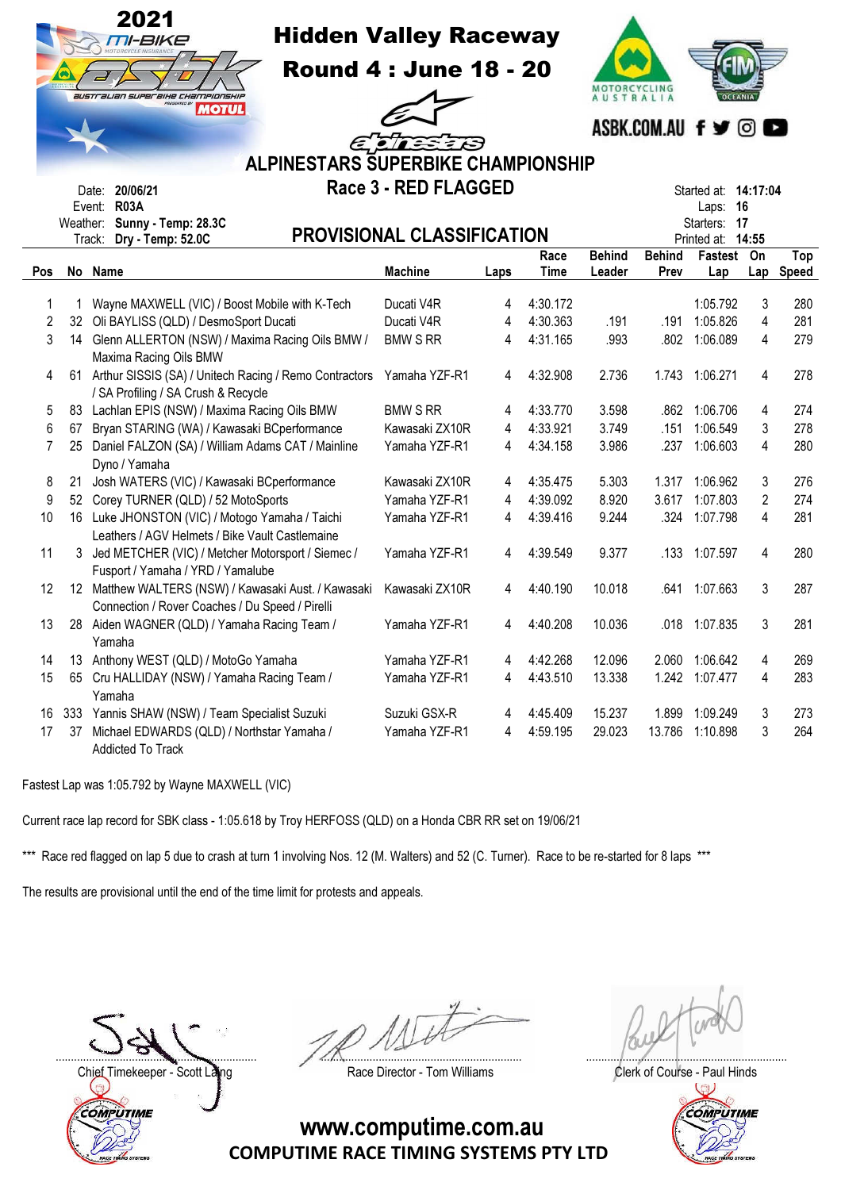# 2021 Mi-Bike Australian Superbike Championship

## Hidden Valley Raceway

## Round 4 : June 18 - 20

ASBK.COM.AU

### ALPINESTARS SUPERBIKE CHAMPIONSHIP

### Race 3 - RED FLAGGED

### PROVISIONAL CLASSIFICATION

Date: **20/06/21**
Event: **R03A**
Weather: **Sunny - Temp: 28.3C**
Track: **Dry - Temp: 52.0C**

Started at: **14:17:04**
Laps: **16**
Starters: **17**
Printed at: **14:55**

| Pos | No | Name | Machine | Laps | Race Time | Behind Leader | Behind Prev | Fastest Lap | On Lap | Top Speed |
|---|---|---|---|---|---|---|---|---|---|---|
| 1 | 1 | Wayne MAXWELL (VIC) / Boost Mobile with K-Tech | Ducati V4R | 4 | 4:30.172 | | | 1:05.792 | 3 | 280 |
| 2 | 32 | Oli BAYLISS (QLD) / DesmoSport Ducati | Ducati V4R | 4 | 4:30.363 | .191 | .191 | 1:05.826 | 4 | 281 |
| 3 | 14 | Glenn ALLERTON (NSW) / Maxima Racing Oils BMW / Maxima Racing Oils BMW | BMW S RR | 4 | 4:31.165 | .993 | .802 | 1:06.089 | 4 | 279 |
| 4 | 61 | Arthur SISSIS (SA) / Unitech Racing / Remo Contractors / SA Profiling / SA Crush & Recycle | Yamaha YZF-R1 | 4 | 4:32.908 | 2.736 | 1.743 | 1:06.271 | 4 | 278 |
| 5 | 83 | Lachlan EPIS (NSW) / Maxima Racing Oils BMW | BMW S RR | 4 | 4:33.770 | 3.598 | .862 | 1:06.706 | 4 | 274 |
| 6 | 67 | Bryan STARING (WA) / Kawasaki BCperformance | Kawasaki ZX10R | 4 | 4:33.921 | 3.749 | .151 | 1:06.549 | 3 | 278 |
| 7 | 25 | Daniel FALZON (SA) / William Adams CAT / Mainline Dyno / Yamaha | Yamaha YZF-R1 | 4 | 4:34.158 | 3.986 | .237 | 1:06.603 | 4 | 280 |
| 8 | 21 | Josh WATERS (VIC) / Kawasaki BCperformance | Kawasaki ZX10R | 4 | 4:35.475 | 5.303 | 1.317 | 1:06.962 | 3 | 276 |
| 9 | 52 | Corey TURNER (QLD) / 52 MotoSports | Yamaha YZF-R1 | 4 | 4:39.092 | 8.920 | 3.617 | 1:07.803 | 2 | 274 |
| 10 | 16 | Luke JHONSTON (VIC) / Motogo Yamaha / Taichi Leathers / AGV Helmets / Bike Vault Castlemaine | Yamaha YZF-R1 | 4 | 4:39.416 | 9.244 | .324 | 1:07.798 | 4 | 281 |
| 11 | 3 | Jed METCHER (VIC) / Metcher Motorsport / Siemec / Fusport / Yamaha / YRD / Yamalube | Yamaha YZF-R1 | 4 | 4:39.549 | 9.377 | .133 | 1:07.597 | 4 | 280 |
| 12 | 12 | Matthew WALTERS (NSW) / Kawasaki Aust. / Kawasaki Connection / Rover Coaches / Du Speed / Pirelli | Kawasaki ZX10R | 4 | 4:40.190 | 10.018 | .641 | 1:07.663 | 3 | 287 |
| 13 | 28 | Aiden WAGNER (QLD) / Yamaha Racing Team / Yamaha | Yamaha YZF-R1 | 4 | 4:40.208 | 10.036 | .018 | 1:07.835 | 3 | 281 |
| 14 | 13 | Anthony WEST (QLD) / MotoGo Yamaha | Yamaha YZF-R1 | 4 | 4:42.268 | 12.096 | 2.060 | 1:06.642 | 4 | 269 |
| 15 | 65 | Cru HALLIDAY (NSW) / Yamaha Racing Team / Yamaha | Yamaha YZF-R1 | 4 | 4:43.510 | 13.338 | 1.242 | 1:07.477 | 4 | 283 |
| 16 | 333 | Yannis SHAW (NSW) / Team Specialist Suzuki | Suzuki GSX-R | 4 | 4:45.409 | 15.237 | 1.899 | 1:09.249 | 3 | 273 |
| 17 | 37 | Michael EDWARDS (QLD) / Northstar Yamaha / Addicted To Track | Yamaha YZF-R1 | 4 | 4:59.195 | 29.023 | 13.786 | 1:10.898 | 3 | 264 |

Fastest Lap was 1:05.792 by Wayne MAXWELL (VIC)

Current race lap record for SBK class - 1:05.618 by Troy HERFOSS (QLD) on a Honda CBR RR set on 19/06/21

*** Race red flagged on lap 5 due to crash at turn 1 involving Nos. 12 (M. Walters) and 52 (C. Turner). Race to be re-started for 8 laps ***

The results are provisional until the end of the time limit for protests and appeals.

Chief Timekeeper - Scott Laing

Race Director - Tom Williams

Clerk of Course - Paul Hinds

**www.computime.com.au**
**COMPUTIME RACE TIMING SYSTEMS PTY LTD**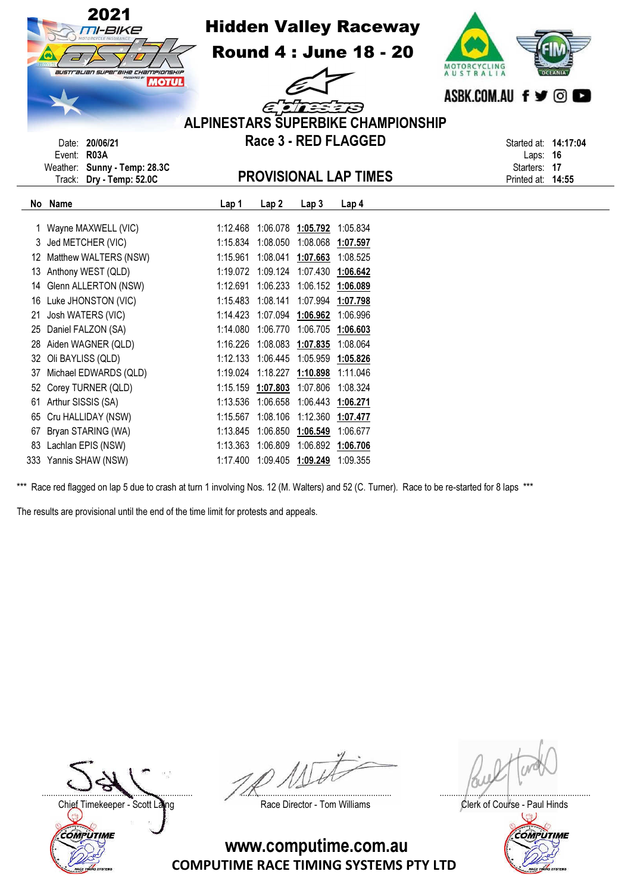# 2021 Hidden Valley Raceway

## Round 4 : June 18 - 20

### ALPINESTARS SUPERBIKE CHAMPIONSHIP

### Race 3 - RED FLAGGED

Date: 20/06/21
Event: R03A
Weather: Sunny - Temp: 28.3C
Track: Dry - Temp: 52.0C

Started at: 14:17:04
Laps: 16
Starters: 17
Printed at: 14:55

## PROVISIONAL LAP TIMES

| No | Name | Lap 1 | Lap 2 | Lap 3 | Lap 4 |
|---|---|---|---|---|---|
| 1 | Wayne MAXWELL (VIC) | 1:12.468 | 1:06.078 | **1:05.792** | 1:05.834 |
| 3 | Jed METCHER (VIC) | 1:15.834 | 1:08.050 | 1:08.068 | **1:07.597** |
| 12 | Matthew WALTERS (NSW) | 1:15.961 | 1:08.041 | **1:07.663** | 1:08.525 |
| 13 | Anthony WEST (QLD) | 1:19.072 | 1:09.124 | 1:07.430 | **1:06.642** |
| 14 | Glenn ALLERTON (NSW) | 1:12.691 | 1:06.233 | 1:06.152 | **1:06.089** |
| 16 | Luke JHONSTON (VIC) | 1:15.483 | 1:08.141 | 1:07.994 | **1:07.798** |
| 21 | Josh WATERS (VIC) | 1:14.423 | 1:07.094 | **1:06.962** | 1:06.996 |
| 25 | Daniel FALZON (SA) | 1:14.080 | 1:06.770 | 1:06.705 | **1:06.603** |
| 28 | Aiden WAGNER (QLD) | 1:16.226 | 1:08.083 | **1:07.835** | 1:08.064 |
| 32 | Oli BAYLISS (QLD) | 1:12.133 | 1:06.445 | 1:05.959 | **1:05.826** |
| 37 | Michael EDWARDS (QLD) | 1:19.024 | 1:18.227 | **1:10.898** | 1:11.046 |
| 52 | Corey TURNER (QLD) | 1:15.159 | **1:07.803** | 1:07.806 | 1:08.324 |
| 61 | Arthur SISSIS (SA) | 1:13.536 | 1:06.658 | 1:06.443 | **1:06.271** |
| 65 | Cru HALLIDAY (NSW) | 1:15.567 | 1:08.106 | 1:12.360 | **1:07.477** |
| 67 | Bryan STARING (WA) | 1:13.845 | 1:06.850 | **1:06.549** | 1:06.677 |
| 83 | Lachlan EPIS (NSW) | 1:13.363 | 1:06.809 | 1:06.892 | **1:06.706** |
| 333 | Yannis SHAW (NSW) | 1:17.400 | 1:09.405 | **1:09.249** | 1:09.355 |

*** Race red flagged on lap 5 due to crash at turn 1 involving Nos. 12 (M. Walters) and 52 (C. Turner). Race to be re-started for 8 laps ***

The results are provisional until the end of the time limit for protests and appeals.

Chief Timekeeper - Scott Laing

Race Director - Tom Williams

Clerk of Course - Paul Hinds

www.computime.com.au
COMPUTIME RACE TIMING SYSTEMS PTY LTD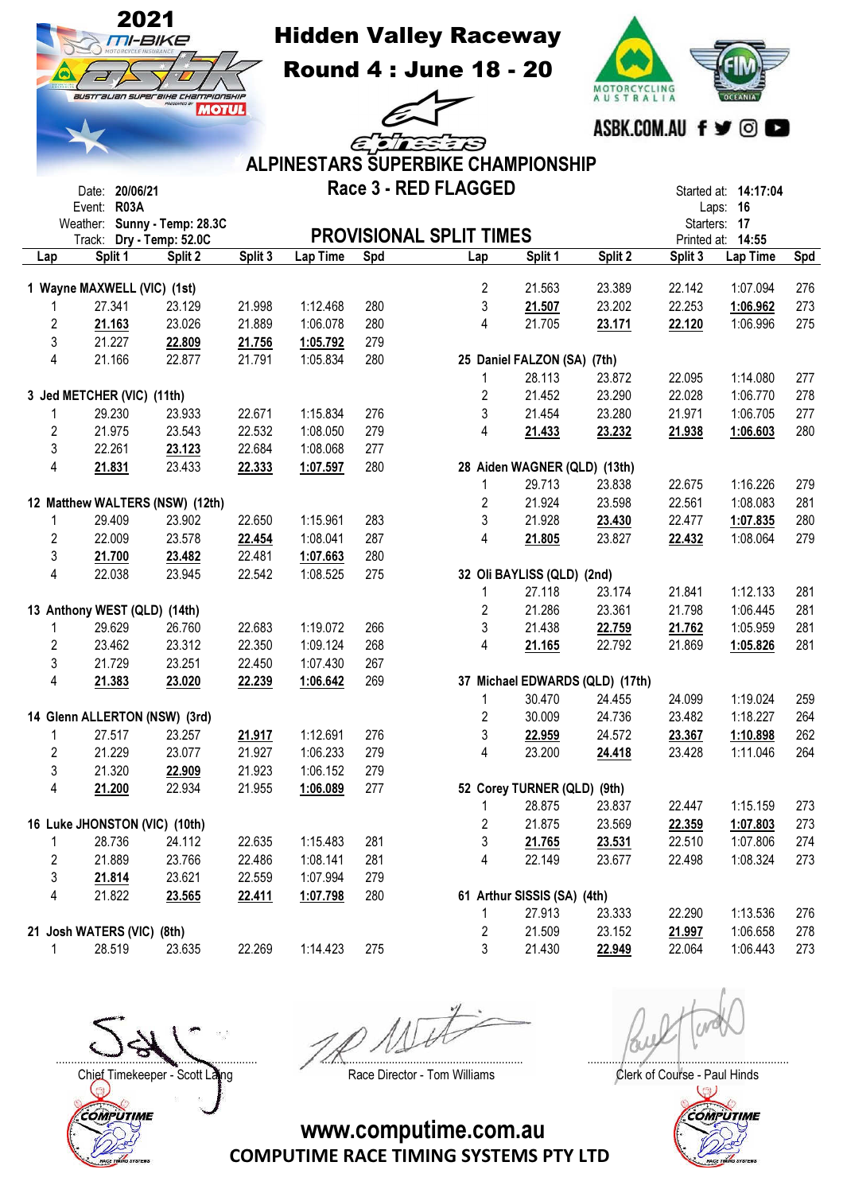# 2021 mi-BIKE ASBK Australian Superbike Championship

## Hidden Valley Raceway

### Round 4 : June 18 - 20

ASBK.COM.AU

## ALPINESTARS SUPERBIKE CHAMPIONSHIP

### Race 3 - RED FLAGGED

Date: 20/06/21
Event: R03A
Weather: Sunny - Temp: 28.3C
Track: Dry - Temp: 52.0C

Started at: 14:17:04
Laps: 16
Starters: 17
Printed at: 14:55

## PROVISIONAL SPLIT TIMES

| Lap | Split 1 | Split 2 | Split 3 | Lap Time | Spd |
|---|---|---|---|---|---|
| **1 Wayne MAXWELL (VIC) (1st)** | | | | | |
| 1 | 27.341 | 23.129 | 21.998 | 1:12.468 | 280 |
| 2 | 21.163 | 23.026 | 21.889 | 1:06.078 | 280 |
| 3 | 21.227 | 22.809 | 21.756 | 1:05.792 | 279 |
| 4 | 21.166 | 22.877 | 21.791 | 1:05.834 | 280 |
| **3 Jed METCHER (VIC) (11th)** | | | | | |
| 1 | 29.230 | 23.933 | 22.671 | 1:15.834 | 276 |
| 2 | 21.975 | 23.543 | 22.532 | 1:08.050 | 279 |
| 3 | 22.261 | 23.123 | 22.684 | 1:08.068 | 277 |
| 4 | 21.831 | 23.433 | 22.333 | 1:07.597 | 280 |
| **12 Matthew WALTERS (NSW) (12th)** | | | | | |
| 1 | 29.409 | 23.902 | 22.650 | 1:15.961 | 283 |
| 2 | 22.009 | 23.578 | 22.454 | 1:08.041 | 287 |
| 3 | 21.700 | 23.482 | 22.481 | 1:07.663 | 280 |
| 4 | 22.038 | 23.945 | 22.542 | 1:08.525 | 275 |
| **13 Anthony WEST (QLD) (14th)** | | | | | |
| 1 | 29.629 | 26.760 | 22.683 | 1:19.072 | 266 |
| 2 | 23.462 | 23.312 | 22.350 | 1:09.124 | 268 |
| 3 | 21.729 | 23.251 | 22.450 | 1:07.430 | 267 |
| 4 | 21.383 | 23.020 | 22.239 | 1:06.642 | 269 |
| **14 Glenn ALLERTON (NSW) (3rd)** | | | | | |
| 1 | 27.517 | 23.257 | 21.917 | 1:12.691 | 276 |
| 2 | 21.229 | 23.077 | 21.927 | 1:06.233 | 279 |
| 3 | 21.320 | 22.909 | 21.923 | 1:06.152 | 279 |
| 4 | 21.200 | 22.934 | 21.955 | 1:06.089 | 277 |
| **16 Luke JHONSTON (VIC) (10th)** | | | | | |
| 1 | 28.736 | 24.112 | 22.635 | 1:15.483 | 281 |
| 2 | 21.889 | 23.766 | 22.486 | 1:08.141 | 281 |
| 3 | 21.814 | 23.621 | 22.559 | 1:07.994 | 279 |
| 4 | 21.822 | 23.565 | 22.411 | 1:07.798 | 280 |
| **21 Josh WATERS (VIC) (8th)** | | | | | |
| 1 | 28.519 | 23.635 | 22.269 | 1:14.423 | 275 |
| 2 | 21.563 | 23.389 | 22.142 | 1:07.094 | 276 |
| 3 | 21.507 | 23.202 | 22.253 | 1:06.962 | 273 |
| 4 | 21.705 | 23.171 | 22.120 | 1:06.996 | 275 |
| **25 Daniel FALZON (SA) (7th)** | | | | | |
| 1 | 28.113 | 23.872 | 22.095 | 1:14.080 | 277 |
| 2 | 21.452 | 23.290 | 22.028 | 1:06.770 | 278 |
| 3 | 21.454 | 23.280 | 21.971 | 1:06.705 | 277 |
| 4 | 21.433 | 23.232 | 21.938 | 1:06.603 | 280 |
| **28 Aiden WAGNER (QLD) (13th)** | | | | | |
| 1 | 29.713 | 23.838 | 22.675 | 1:16.226 | 279 |
| 2 | 21.924 | 23.598 | 22.561 | 1:08.083 | 281 |
| 3 | 21.928 | 23.430 | 22.477 | 1:07.835 | 280 |
| 4 | 21.805 | 23.827 | 22.432 | 1:08.064 | 279 |
| **32 Oli BAYLISS (QLD) (2nd)** | | | | | |
| 1 | 27.118 | 23.174 | 21.841 | 1:12.133 | 281 |
| 2 | 21.286 | 23.361 | 21.798 | 1:06.445 | 281 |
| 3 | 21.438 | 22.759 | 21.762 | 1:05.959 | 281 |
| 4 | 21.165 | 22.792 | 21.869 | 1:05.826 | 281 |
| **37 Michael EDWARDS (QLD) (17th)** | | | | | |
| 1 | 30.470 | 24.455 | 24.099 | 1:19.024 | 259 |
| 2 | 30.009 | 24.736 | 23.482 | 1:18.227 | 264 |
| 3 | 22.959 | 24.572 | 23.367 | 1:10.898 | 262 |
| 4 | 23.200 | 24.418 | 23.428 | 1:11.046 | 264 |
| **52 Corey TURNER (QLD) (9th)** | | | | | |
| 1 | 28.875 | 23.837 | 22.447 | 1:15.159 | 273 |
| 2 | 21.875 | 23.569 | 22.359 | 1:07.803 | 273 |
| 3 | 21.765 | 23.531 | 22.510 | 1:07.806 | 274 |
| 4 | 22.149 | 23.677 | 22.498 | 1:08.324 | 273 |
| **61 Arthur SISSIS (SA) (4th)** | | | | | |
| 1 | 27.913 | 23.333 | 22.290 | 1:13.536 | 276 |
| 2 | 21.509 | 23.152 | 21.997 | 1:06.658 | 278 |
| 3 | 21.430 | 22.949 | 22.064 | 1:06.443 | 273 |

Chief Timekeeper - Scott Laing

Race Director - Tom Williams

Clerk of Course - Paul Hinds

www.computime.com.au
COMPUTIME RACE TIMING SYSTEMS PTY LTD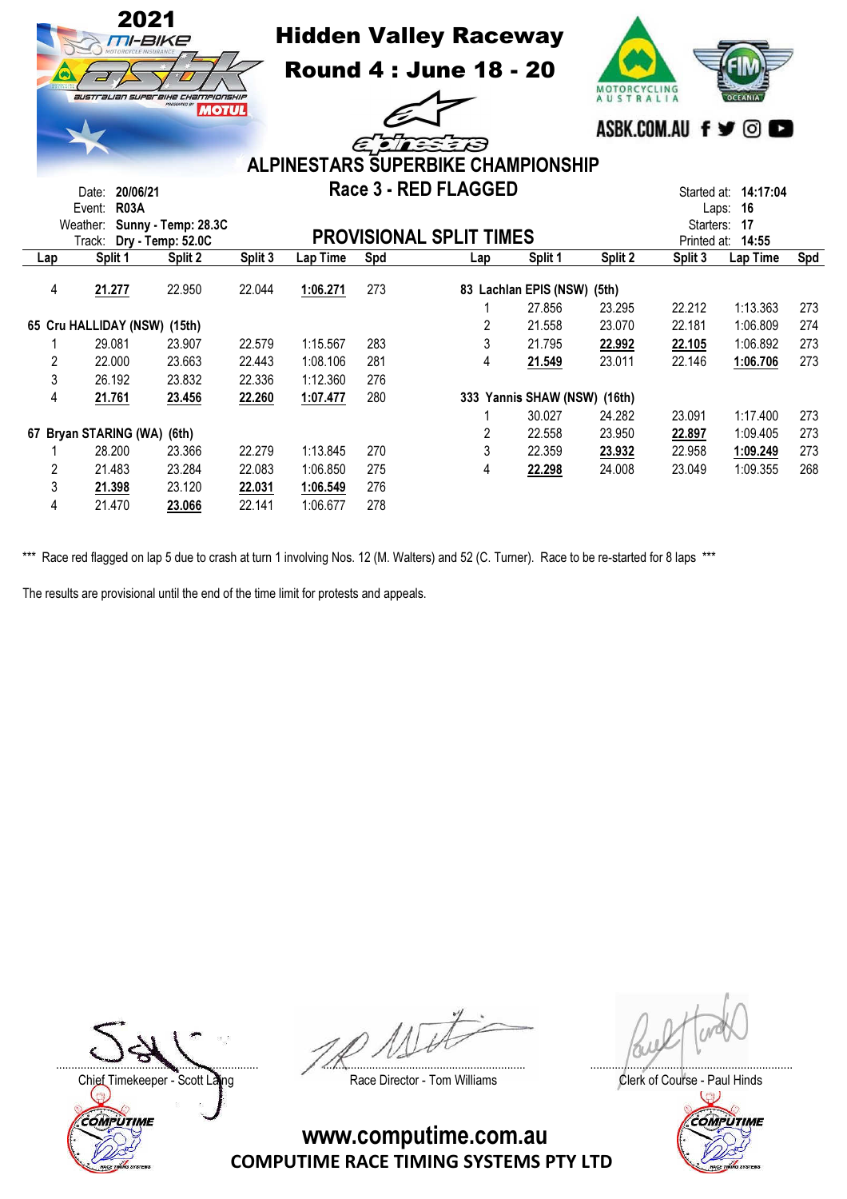# 2021 ASBK - Hidden Valley Raceway

## Round 4 : June 18 - 20

## ALPINESTARS SUPERBIKE CHAMPIONSHIP

### Race 3 - RED FLAGGED

Date: **20/06/21**
Event: **R03A**
Weather: **Sunny - Temp: 28.3C**
Track: **Dry - Temp: 52.0C**

Started at: **14:17:04**
Laps: **16**
Starters: **17**
Printed at: **14:55**

### PROVISIONAL SPLIT TIMES

| Lap | Split 1 | Split 2 | Split 3 | Lap Time | Spd |
|---|---|---|---|---|---|
| 4 | **21.277** | 22.950 | 22.044 | **1:06.271** | 273 |
| **65 Cru HALLIDAY (NSW) (15th)** | | | | | |
| 1 | 29.081 | 23.907 | 22.579 | 1:15.567 | 283 |
| 2 | 22.000 | 23.663 | 22.443 | 1:08.106 | 281 |
| 3 | 26.192 | 23.832 | 22.336 | 1:12.360 | 276 |
| 4 | **21.761** | **23.456** | **22.260** | **1:07.477** | 280 |
| **67 Bryan STARING (WA) (6th)** | | | | | |
| 1 | 28.200 | 23.366 | 22.279 | 1:13.845 | 270 |
| 2 | 21.483 | 23.284 | 22.083 | 1:06.850 | 275 |
| 3 | **21.398** | 23.120 | **22.031** | **1:06.549** | 276 |
| 4 | 21.470 | **23.066** | 22.141 | 1:06.677 | 278 |
| **83 Lachlan EPIS (NSW) (5th)** | | | | | |
| 1 | 27.856 | 23.295 | 22.212 | 1:13.363 | 273 |
| 2 | 21.558 | 23.070 | 22.181 | 1:06.809 | 274 |
| 3 | 21.795 | **22.992** | **22.105** | 1:06.892 | 273 |
| 4 | **21.549** | 23.011 | 22.146 | **1:06.706** | 273 |
| **333 Yannis SHAW (NSW) (16th)** | | | | | |
| 1 | 30.027 | 24.282 | 23.091 | 1:17.400 | 273 |
| 2 | 22.558 | 23.950 | **22.897** | 1:09.405 | 273 |
| 3 | 22.359 | **23.932** | 22.958 | **1:09.249** | 273 |
| 4 | **22.298** | 24.008 | 23.049 | 1:09.355 | 268 |

*** Race red flagged on lap 5 due to crash at turn 1 involving Nos. 12 (M. Walters) and 52 (C. Turner). Race to be re-started for 8 laps ***

The results are provisional until the end of the time limit for protests and appeals.

Chief Timekeeper - Scott Laing

Race Director - Tom Williams

Clerk of Course - Paul Hinds

www.computime.com.au
COMPUTIME RACE TIMING SYSTEMS PTY LTD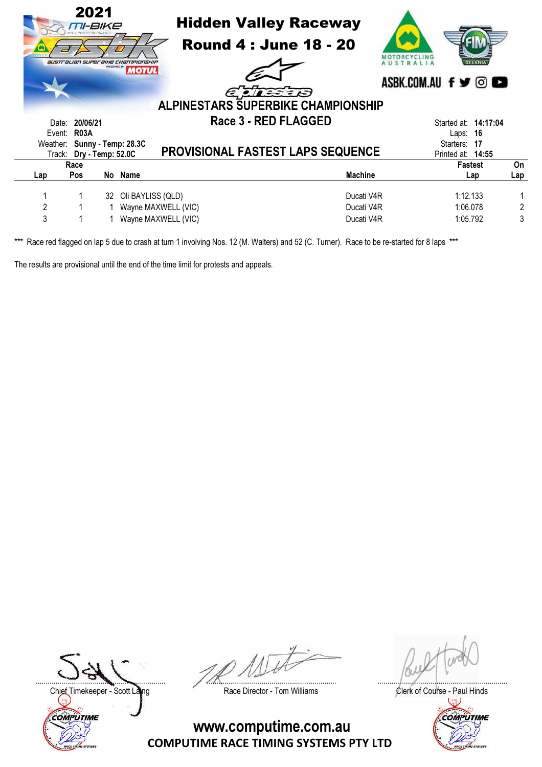# 2021 mi-BIKE ASBK Australian Superbike Championship

## Hidden Valley Raceway

## Round 4 : June 18 - 20

MOTORCYCLING AUSTRALIA | FIM OCEANIA

ASBK.COM.AU

## ALPINESTARS SUPERBIKE CHAMPIONSHIP

### Race 3 - RED FLAGGED

Date: **20/06/21**
Event: **R03A**
Weather: **Sunny - Temp: 28.3C**
Track: **Dry - Temp: 52.0C**

Started at: **14:17:04**
Laps: **16**
Starters: **17**
Printed at: **14:55**

### PROVISIONAL FASTEST LAPS SEQUENCE

| Lap | Race Pos | No | Name | Machine | Fastest Lap | On Lap |
|---|---|---|---|---|---|---|
| 1 | 1 | 32 | Oli BAYLISS (QLD) | Ducati V4R | 1:12.133 | 1 |
| 2 | 1 | 1 | Wayne MAXWELL (VIC) | Ducati V4R | 1:06.078 | 2 |
| 3 | 1 | 1 | Wayne MAXWELL (VIC) | Ducati V4R | 1:05.792 | 3 |

*** Race red flagged on lap 5 due to crash at turn 1 involving Nos. 12 (M. Walters) and 52 (C. Turner). Race to be re-started for 8 laps ***

The results are provisional until the end of the time limit for protests and appeals.

Chief Timekeeper - Scott Laing

Race Director - Tom Williams

Clerk of Course - Paul Hinds

www.computime.com.au
COMPUTIME RACE TIMING SYSTEMS PTY LTD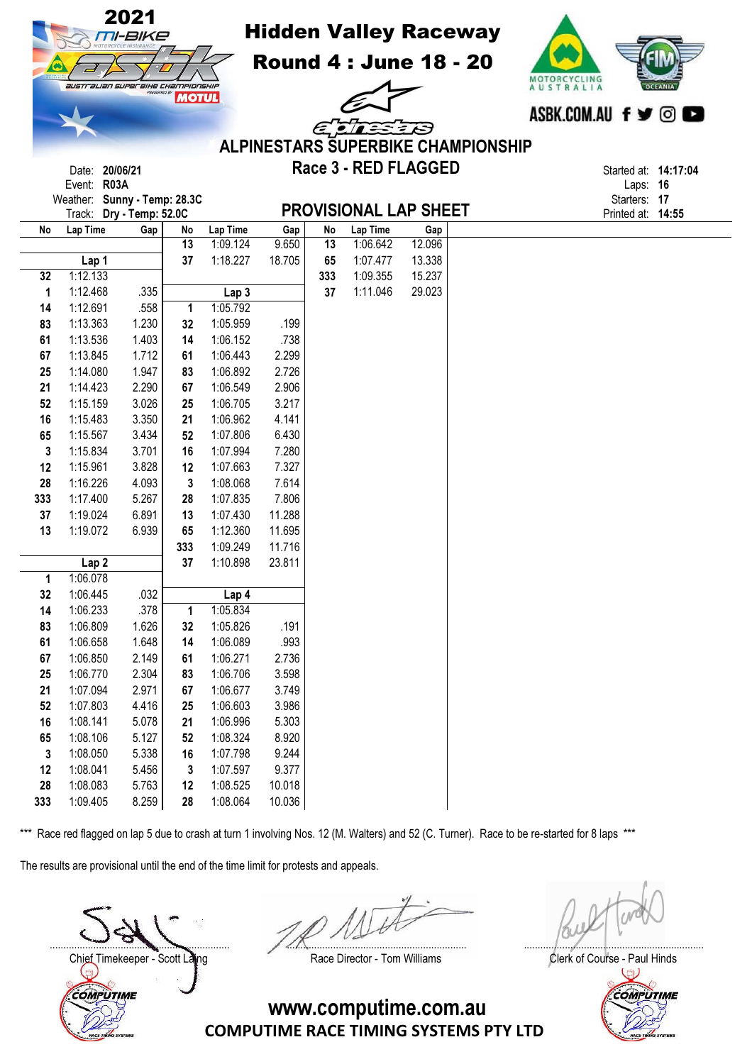# 2021 Australian Superbike Championship

## Hidden Valley Raceway

## Round 4 : June 18 - 20

ASBK.COM.AU

## ALPINESTARS SUPERBIKE CHAMPIONSHIP

## Race 3 - RED FLAGGED

Date: **20/06/21**
Event: **R03A**
Weather: **Sunny - Temp: 28.3C**
Track: **Dry - Temp: 52.0C**

Started at: **14:17:04**
Laps: **16**
Starters: **17**
Printed at: **14:55**

## PROVISIONAL LAP SHEET

**Lap 1**

| No | Lap Time | Gap |
|---|---|---|
| 32 | 1:12.133 | |
| 1 | 1:12.468 | .335 |
| 14 | 1:12.691 | .558 |
| 83 | 1:13.363 | 1.230 |
| 61 | 1:13.536 | 1.403 |
| 67 | 1:13.845 | 1.712 |
| 25 | 1:14.080 | 1.947 |
| 21 | 1:14.423 | 2.290 |
| 52 | 1:15.159 | 3.026 |
| 16 | 1:15.483 | 3.350 |
| 65 | 1:15.567 | 3.434 |
| 3 | 1:15.834 | 3.701 |
| 12 | 1:15.961 | 3.828 |
| 28 | 1:16.226 | 4.093 |
| 333 | 1:17.400 | 5.267 |
| 37 | 1:19.024 | 6.891 |
| 13 | 1:19.072 | 6.939 |

**Lap 2**

| No | Lap Time | Gap |
|---|---|---|
| 1 | 1:06.078 | |
| 32 | 1:06.445 | .032 |
| 14 | 1:06.233 | .378 |
| 83 | 1:06.809 | 1.626 |
| 61 | 1:06.658 | 1.648 |
| 67 | 1:06.850 | 2.149 |
| 25 | 1:06.770 | 2.304 |
| 21 | 1:07.094 | 2.971 |
| 52 | 1:07.803 | 4.416 |
| 16 | 1:08.141 | 5.078 |
| 65 | 1:08.106 | 5.127 |
| 3 | 1:08.050 | 5.338 |
| 12 | 1:08.041 | 5.456 |
| 28 | 1:08.083 | 5.763 |
| 333 | 1:09.405 | 8.259 |
| 13 | 1:09.124 | 9.650 |
| 37 | 1:18.227 | 18.705 |

**Lap 3**

| No | Lap Time | Gap |
|---|---|---|
| 1 | 1:05.792 | |
| 32 | 1:05.959 | .199 |
| 14 | 1:06.152 | .738 |
| 61 | 1:06.443 | 2.299 |
| 83 | 1:06.892 | 2.726 |
| 67 | 1:06.549 | 2.906 |
| 25 | 1:06.705 | 3.217 |
| 21 | 1:06.962 | 4.141 |
| 52 | 1:07.806 | 6.430 |
| 16 | 1:07.994 | 7.280 |
| 12 | 1:07.663 | 7.327 |
| 3 | 1:08.068 | 7.614 |
| 28 | 1:07.835 | 7.806 |
| 13 | 1:07.430 | 11.288 |
| 65 | 1:12.360 | 11.695 |
| 333 | 1:09.249 | 11.716 |
| 37 | 1:10.898 | 23.811 |

**Lap 4**

| No | Lap Time | Gap |
|---|---|---|
| 1 | 1:05.834 | |
| 32 | 1:05.826 | .191 |
| 14 | 1:06.089 | .993 |
| 61 | 1:06.271 | 2.736 |
| 83 | 1:06.706 | 3.598 |
| 67 | 1:06.677 | 3.749 |
| 25 | 1:06.603 | 3.986 |
| 21 | 1:06.996 | 5.303 |
| 52 | 1:08.324 | 8.920 |
| 16 | 1:07.798 | 9.244 |
| 3 | 1:07.597 | 9.377 |
| 12 | 1:08.525 | 10.018 |
| 28 | 1:08.064 | 10.036 |
| 13 | 1:06.642 | 12.096 |
| 65 | 1:07.477 | 13.338 |
| 333 | 1:09.355 | 15.237 |
| 37 | 1:11.046 | 29.023 |

*** Race red flagged on lap 5 due to crash at turn 1 involving Nos. 12 (M. Walters) and 52 (C. Turner). Race to be re-started for 8 laps ***

The results are provisional until the end of the time limit for protests and appeals.

Chief Timekeeper - Scott Laing

Race Director - Tom Williams

Clerk of Course - Paul Hinds

www.computime.com.au
COMPUTIME RACE TIMING SYSTEMS PTY LTD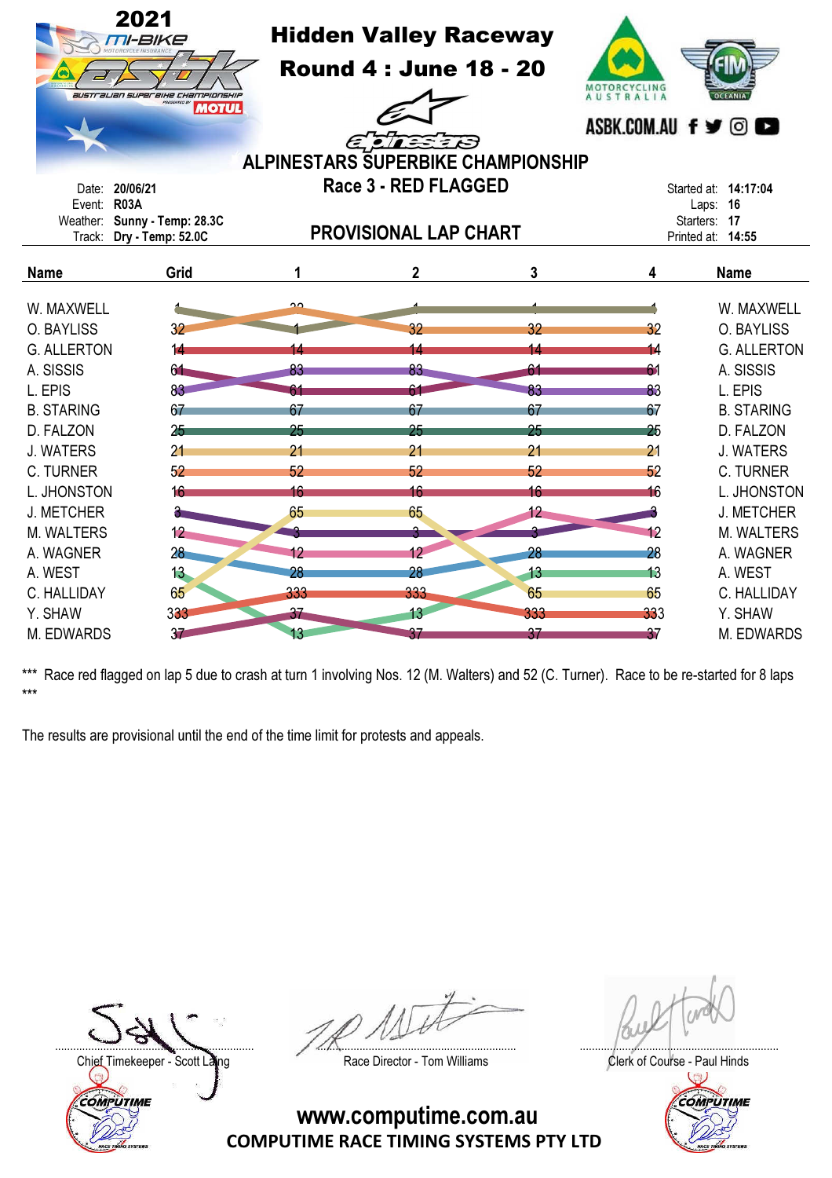# 2021 Hidden Valley Raceway

## Round 4 : June 18 - 20

ASBK.COM.AU

## ALPINESTARS SUPERBIKE CHAMPIONSHIP

### Race 3 - RED FLAGGED

### PROVISIONAL LAP CHART

Date: **20/06/21**
Event: **R03A**
Weather: **Sunny - Temp: 28.3C**
Track: **Dry - Temp: 52.0C**

Started at: **14:17:04**
Laps: **16**
Starters: **17**
Printed at: **14:55**

| Name | Grid | 1 | 2 | 3 | 4 | Name |
|---|---|---|---|---|---|---|
| W. MAXWELL | 1 | 32 | 1 | 1 | 1 | W. MAXWELL |
| O. BAYLISS | 32 | 1 | 32 | 32 | 32 | O. BAYLISS |
| G. ALLERTON | 14 | 14 | 14 | 14 | 14 | G. ALLERTON |
| A. SISSIS | 61 | 83 | 83 | 61 | 61 | A. SISSIS |
| L. EPIS | 83 | 61 | 61 | 83 | 83 | L. EPIS |
| B. STARING | 67 | 67 | 67 | 67 | 67 | B. STARING |
| D. FALZON | 25 | 25 | 25 | 25 | 25 | D. FALZON |
| J. WATERS | 21 | 21 | 21 | 21 | 21 | J. WATERS |
| C. TURNER | 52 | 52 | 52 | 52 | 52 | C. TURNER |
| L. JHONSTON | 16 | 16 | 16 | 16 | 16 | L. JHONSTON |
| J. METCHER | 3 | 65 | 65 | 12 | 3 | J. METCHER |
| M. WALTERS | 12 | 3 | 3 | 3 | 12 | M. WALTERS |
| A. WAGNER | 28 | 12 | 12 | 28 | 28 | A. WAGNER |
| A. WEST | 13 | 28 | 28 | 13 | 13 | A. WEST |
| C. HALLIDAY | 65 | 333 | 333 | 65 | 65 | C. HALLIDAY |
| Y. SHAW | 333 | 37 | 13 | 333 | 333 | Y. SHAW |
| M. EDWARDS | 37 | 13 | 37 | 37 | 37 | M. EDWARDS |

\*\*\* Race red flagged on lap 5 due to crash at turn 1 involving Nos. 12 (M. Walters) and 52 (C. Turner). Race to be re-started for 8 laps \*\*\*

The results are provisional until the end of the time limit for protests and appeals.

Chief Timekeeper - Scott Laing

Race Director - Tom Williams

Clerk of Course - Paul Hinds

www.computime.com.au
COMPUTIME RACE TIMING SYSTEMS PTY LTD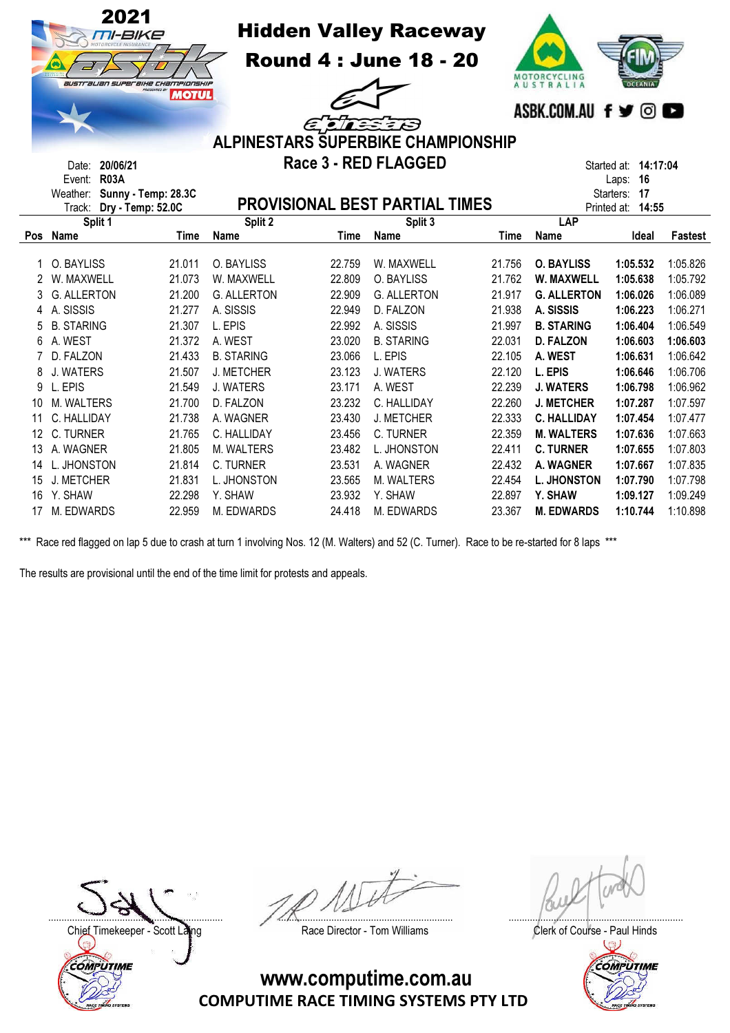# Hidden Valley Raceway

## Round 4 : June 18 - 20

2021 mi-BIKE ASBK Australian Superbike Championship presented by MOTUL

ASBK.COM.AU

## ALPINESTARS SUPERBIKE CHAMPIONSHIP

### Race 3 - RED FLAGGED

Date: 20/06/21
Event: R03A
Weather: Sunny - Temp: 28.3C
Track: Dry - Temp: 52.0C

Started at: 14:17:04
Laps: 16
Starters: 17
Printed at: 14:55

### PROVISIONAL BEST PARTIAL TIMES

| Pos | Split 1 Name | Time | Split 2 Name | Time | Split 3 Name | Time | LAP Name | Ideal | Fastest |
|---|---|---|---|---|---|---|---|---|---|
| 1 | O. BAYLISS | 21.011 | O. BAYLISS | 22.759 | W. MAXWELL | 21.756 | **O. BAYLISS** | **1:05.532** | 1:05.826 |
| 2 | W. MAXWELL | 21.073 | W. MAXWELL | 22.809 | O. BAYLISS | 21.762 | **W. MAXWELL** | **1:05.638** | 1:05.792 |
| 3 | G. ALLERTON | 21.200 | G. ALLERTON | 22.909 | G. ALLERTON | 21.917 | **G. ALLERTON** | **1:06.026** | 1:06.089 |
| 4 | A. SISSIS | 21.277 | A. SISSIS | 22.949 | D. FALZON | 21.938 | **A. SISSIS** | **1:06.223** | 1:06.271 |
| 5 | B. STARING | 21.307 | L. EPIS | 22.992 | A. SISSIS | 21.997 | **B. STARING** | **1:06.404** | 1:06.549 |
| 6 | A. WEST | 21.372 | A. WEST | 23.020 | B. STARING | 22.031 | **D. FALZON** | **1:06.603** | **1:06.603** |
| 7 | D. FALZON | 21.433 | B. STARING | 23.066 | L. EPIS | 22.105 | **A. WEST** | **1:06.631** | 1:06.642 |
| 8 | J. WATERS | 21.507 | J. METCHER | 23.123 | J. WATERS | 22.120 | **L. EPIS** | **1:06.646** | 1:06.706 |
| 9 | L. EPIS | 21.549 | J. WATERS | 23.171 | A. WEST | 22.239 | **J. WATERS** | **1:06.798** | 1:06.962 |
| 10 | M. WALTERS | 21.700 | D. FALZON | 23.232 | C. HALLIDAY | 22.260 | **J. METCHER** | **1:07.287** | 1:07.597 |
| 11 | C. HALLIDAY | 21.738 | A. WAGNER | 23.430 | J. METCHER | 22.333 | **C. HALLIDAY** | **1:07.454** | 1:07.477 |
| 12 | C. TURNER | 21.765 | C. HALLIDAY | 23.456 | C. TURNER | 22.359 | **M. WALTERS** | **1:07.636** | 1:07.663 |
| 13 | A. WAGNER | 21.805 | M. WALTERS | 23.482 | L. JHONSTON | 22.411 | **C. TURNER** | **1:07.655** | 1:07.803 |
| 14 | L. JHONSTON | 21.814 | C. TURNER | 23.531 | A. WAGNER | 22.432 | **A. WAGNER** | **1:07.667** | 1:07.835 |
| 15 | J. METCHER | 21.831 | L. JHONSTON | 23.565 | M. WALTERS | 22.454 | **L. JHONSTON** | **1:07.790** | 1:07.798 |
| 16 | Y. SHAW | 22.298 | Y. SHAW | 23.932 | Y. SHAW | 22.897 | **Y. SHAW** | **1:09.127** | 1:09.249 |
| 17 | M. EDWARDS | 22.959 | M. EDWARDS | 24.418 | M. EDWARDS | 23.367 | **M. EDWARDS** | **1:10.744** | 1:10.898 |

*** Race red flagged on lap 5 due to crash at turn 1 involving Nos. 12 (M. Walters) and 52 (C. Turner). Race to be re-started for 8 laps ***

The results are provisional until the end of the time limit for protests and appeals.

Chief Timekeeper - Scott Laing

Race Director - Tom Williams

Clerk of Course - Paul Hinds

www.computime.com.au
COMPUTIME RACE TIMING SYSTEMS PTY LTD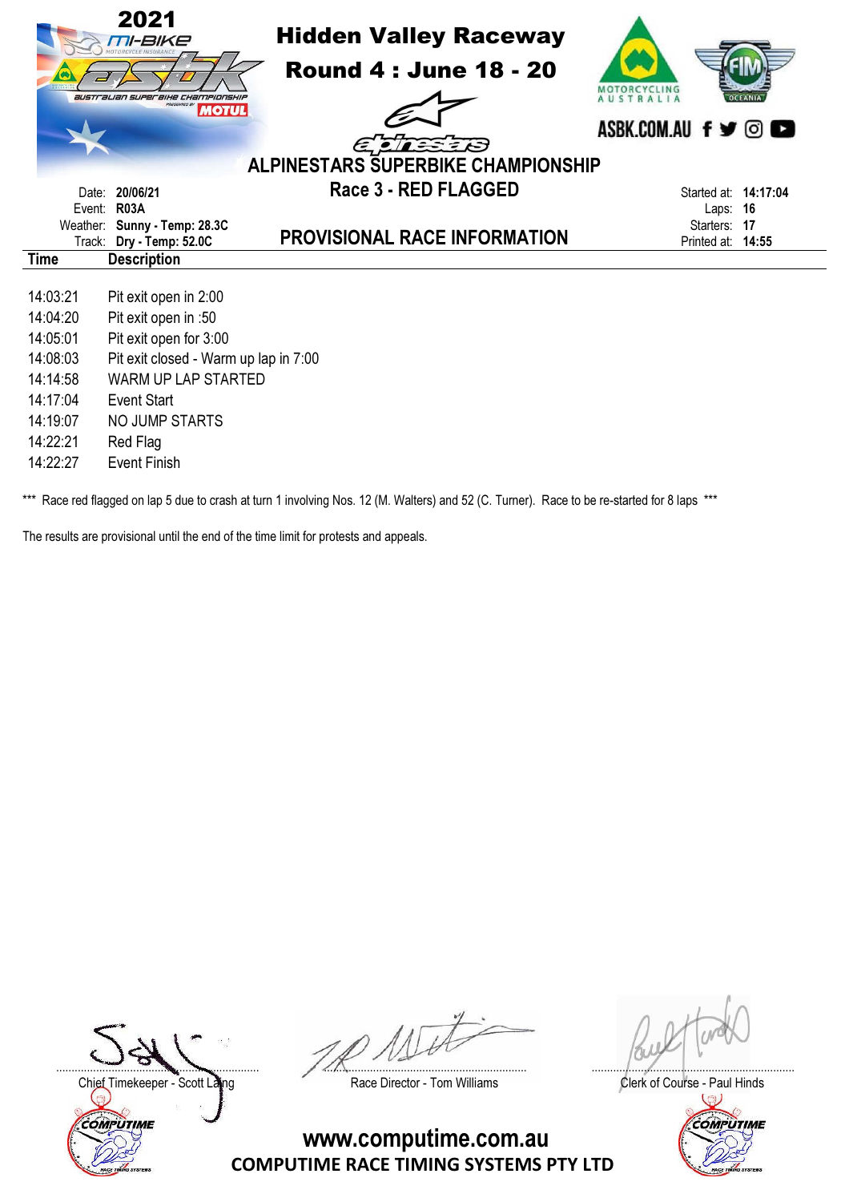2021 mi-BIKE asbk Australian Superbike Championship presented by MOTUL

# Hidden Valley Raceway

## Round 4 : June 18 - 20

ASBK.COM.AU

## ALPINESTARS SUPERBIKE CHAMPIONSHIP

### Race 3 - RED FLAGGED

Date: **20/06/21**
Event: **R03A**
Weather: **Sunny - Temp: 28.3C**
Track: **Dry - Temp: 52.0C**

Started at: **14:17:04**
Laps: **16**
Starters: **17**
Printed at: **14:55**

### PROVISIONAL RACE INFORMATION

| Time | Description |
|---|---|
| 14:03:21 | Pit exit open in 2:00 |
| 14:04:20 | Pit exit open in :50 |
| 14:05:01 | Pit exit open for 3:00 |
| 14:08:03 | Pit exit closed - Warm up lap in 7:00 |
| 14:14:58 | WARM UP LAP STARTED |
| 14:17:04 | Event Start |
| 14:19:07 | NO JUMP STARTS |
| 14:22:21 | Red Flag |
| 14:22:27 | Event Finish |

*** Race red flagged on lap 5 due to crash at turn 1 involving Nos. 12 (M. Walters) and 52 (C. Turner). Race to be re-started for 8 laps ***

The results are provisional until the end of the time limit for protests and appeals.

Chief Timekeeper - Scott Laing

Race Director - Tom Williams

Clerk of Course - Paul Hinds

www.computime.com.au
COMPUTIME RACE TIMING SYSTEMS PTY LTD